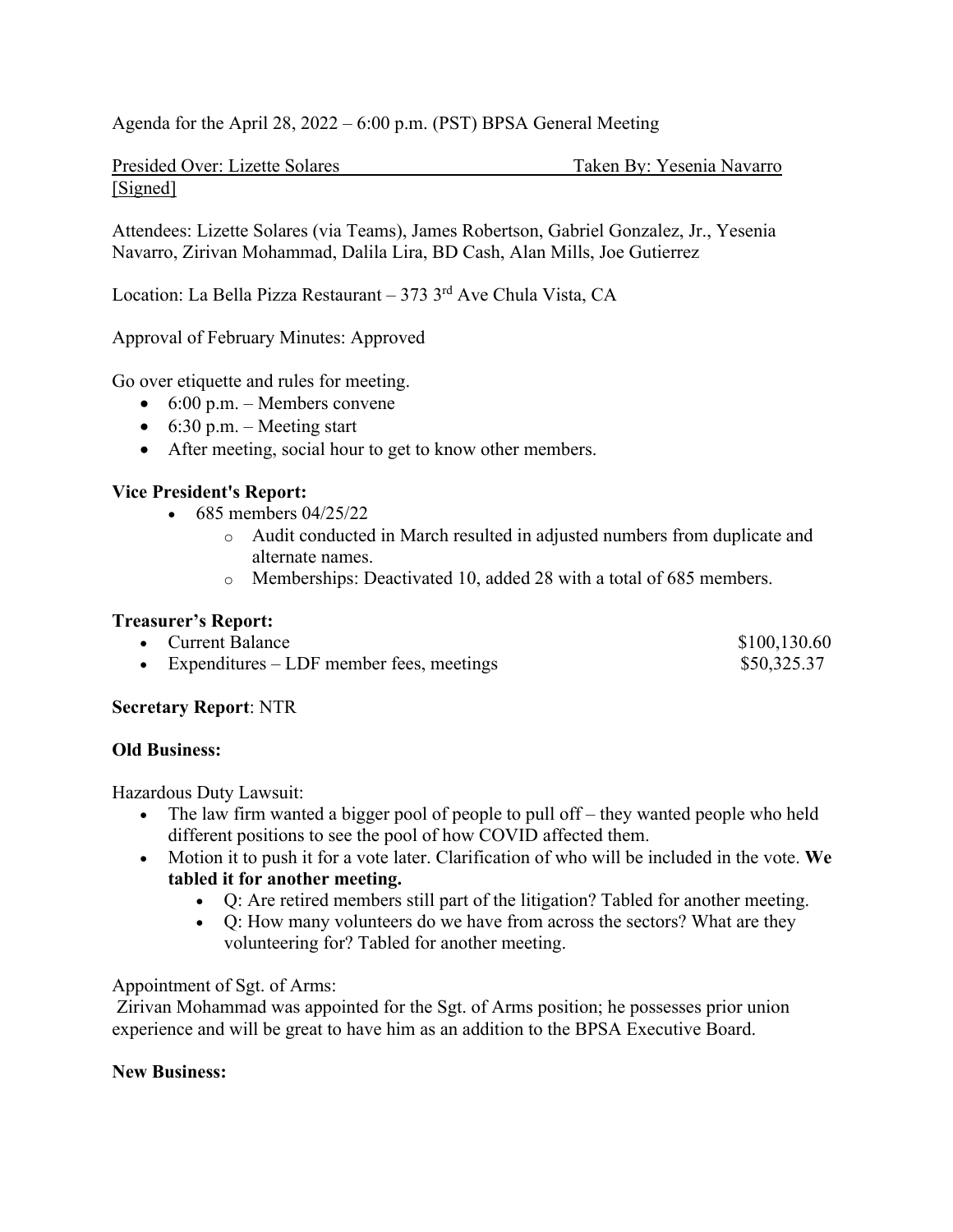Agenda for the April 28, 2022 – 6:00 p.m. (PST) BPSA General Meeting

Presided Over: Lizette Solares                                         Taken By: Yesenia Navarro
[Signed]

Attendees: Lizette Solares (via Teams), James Robertson, Gabriel Gonzalez, Jr., Yesenia Navarro, Zirivan Mohammad, Dalila Lira, BD Cash, Alan Mills, Joe Gutierrez

Location: La Bella Pizza Restaurant – 373 3rd Ave Chula Vista, CA

Approval of February Minutes: Approved

Go over etiquette and rules for meeting.

- 6:00 p.m. – Members convene
- 6:30 p.m. – Meeting start
- After meeting, social hour to get to know other members.

**Vice President's Report:**

- 685 members 04/25/22
  - Audit conducted in March resulted in adjusted numbers from duplicate and alternate names.
  - Memberships: Deactivated 10, added 28 with a total of 685 members.

**Treasurer's Report:**

- Current Balance $100,130.60
- Expenditures – LDF member fees, meetings $50,325.37

**Secretary Report**: NTR

**Old Business:**

Hazardous Duty Lawsuit:

- The law firm wanted a bigger pool of people to pull off – they wanted people who held different positions to see the pool of how COVID affected them.
- Motion it to push it for a vote later. Clarification of who will be included in the vote. **We tabled it for another meeting.**
  - Q: Are retired members still part of the litigation? Tabled for another meeting.
  - Q: How many volunteers do we have from across the sectors? What are they volunteering for? Tabled for another meeting.

Appointment of Sgt. of Arms:

Zirivan Mohammad was appointed for the Sgt. of Arms position; he possesses prior union experience and will be great to have him as an addition to the BPSA Executive Board.

**New Business:**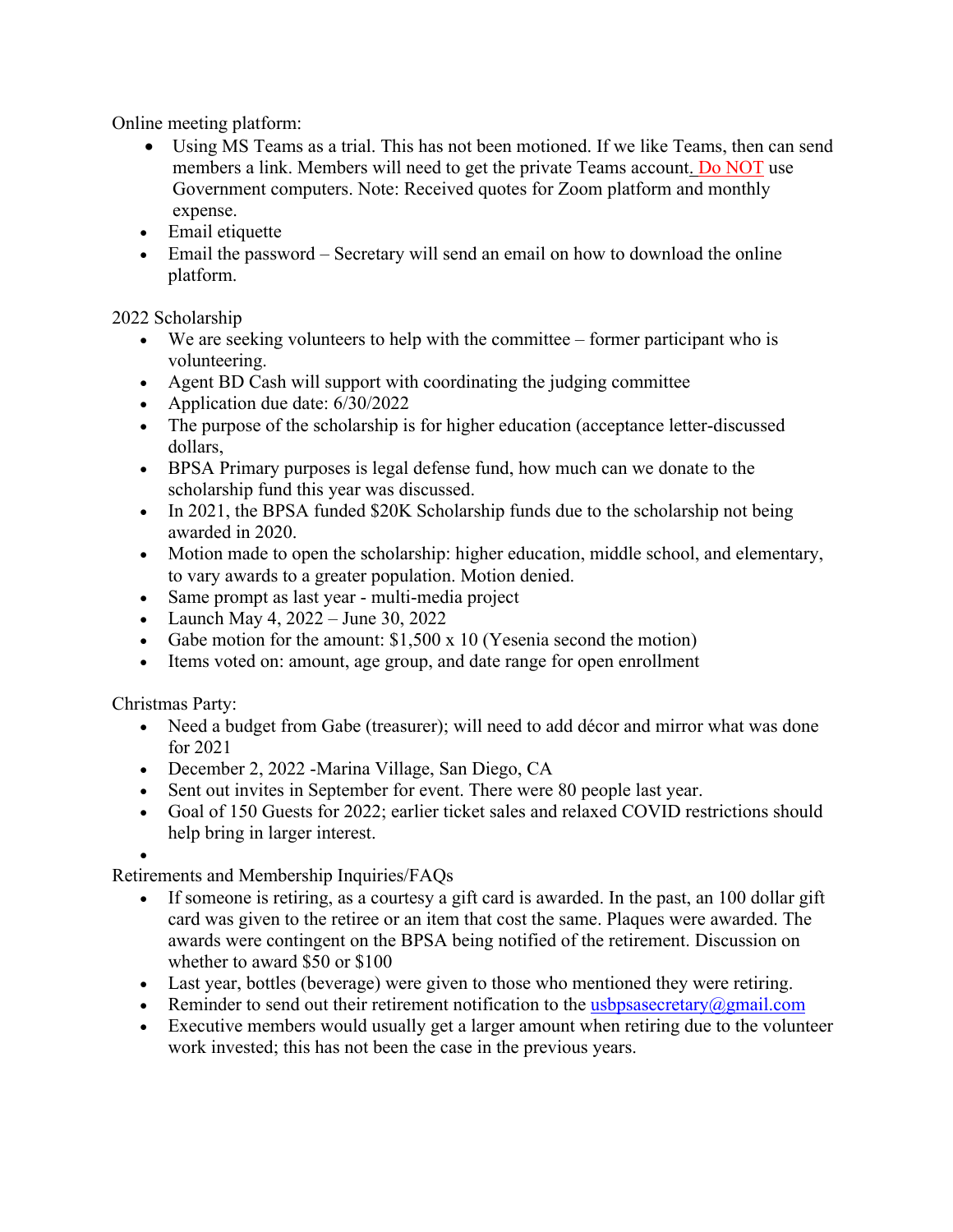Online meeting platform:

- Using MS Teams as a trial. This has not been motioned. If we like Teams, then can send members a link. Members will need to get the private Teams account. Do NOT use Government computers. Note: Received quotes for Zoom platform and monthly expense.
- Email etiquette
- Email the password – Secretary will send an email on how to download the online platform.

2022 Scholarship

- We are seeking volunteers to help with the committee – former participant who is volunteering.
- Agent BD Cash will support with coordinating the judging committee
- Application due date: 6/30/2022
- The purpose of the scholarship is for higher education (acceptance letter-discussed dollars,
- BPSA Primary purposes is legal defense fund, how much can we donate to the scholarship fund this year was discussed.
- In 2021, the BPSA funded $20K Scholarship funds due to the scholarship not being awarded in 2020.
- Motion made to open the scholarship: higher education, middle school, and elementary, to vary awards to a greater population. Motion denied.
- Same prompt as last year - multi-media project
- Launch May 4, 2022 – June 30, 2022
- Gabe motion for the amount: $1,500 x 10 (Yesenia second the motion)
- Items voted on: amount, age group, and date range for open enrollment

Christmas Party:

- Need a budget from Gabe (treasurer); will need to add décor and mirror what was done for 2021
- December 2, 2022 -Marina Village, San Diego, CA
- Sent out invites in September for event. There were 80 people last year.
- Goal of 150 Guests for 2022; earlier ticket sales and relaxed COVID restrictions should help bring in larger interest.

Retirements and Membership Inquiries/FAQs

- If someone is retiring, as a courtesy a gift card is awarded. In the past, an 100 dollar gift card was given to the retiree or an item that cost the same. Plaques were awarded. The awards were contingent on the BPSA being notified of the retirement. Discussion on whether to award $50 or $100
- Last year, bottles (beverage) were given to those who mentioned they were retiring.
- Reminder to send out their retirement notification to the usbpsasecretary@gmail.com
- Executive members would usually get a larger amount when retiring due to the volunteer work invested; this has not been the case in the previous years.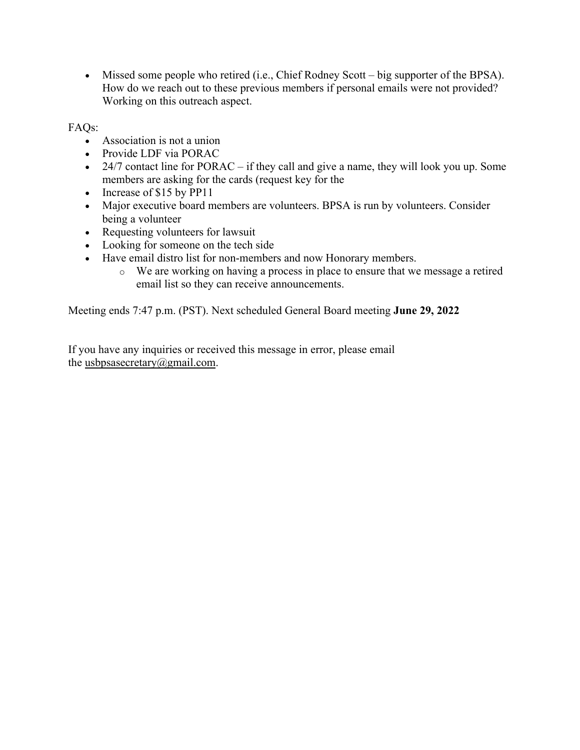- Missed some people who retired (i.e., Chief Rodney Scott – big supporter of the BPSA). How do we reach out to these previous members if personal emails were not provided? Working on this outreach aspect.

FAQs:

- Association is not a union
- Provide LDF via PORAC
- 24/7 contact line for PORAC – if they call and give a name, they will look you up. Some members are asking for the cards (request key for the
- Increase of $15 by PP11
- Major executive board members are volunteers. BPSA is run by volunteers. Consider being a volunteer
- Requesting volunteers for lawsuit
- Looking for someone on the tech side
- Have email distro list for non-members and now Honorary members.
  - We are working on having a process in place to ensure that we message a retired email list so they can receive announcements.

Meeting ends 7:47 p.m. (PST). Next scheduled General Board meeting **June 29, 2022**

If you have any inquiries or received this message in error, please email the usbpsasecretary@gmail.com.